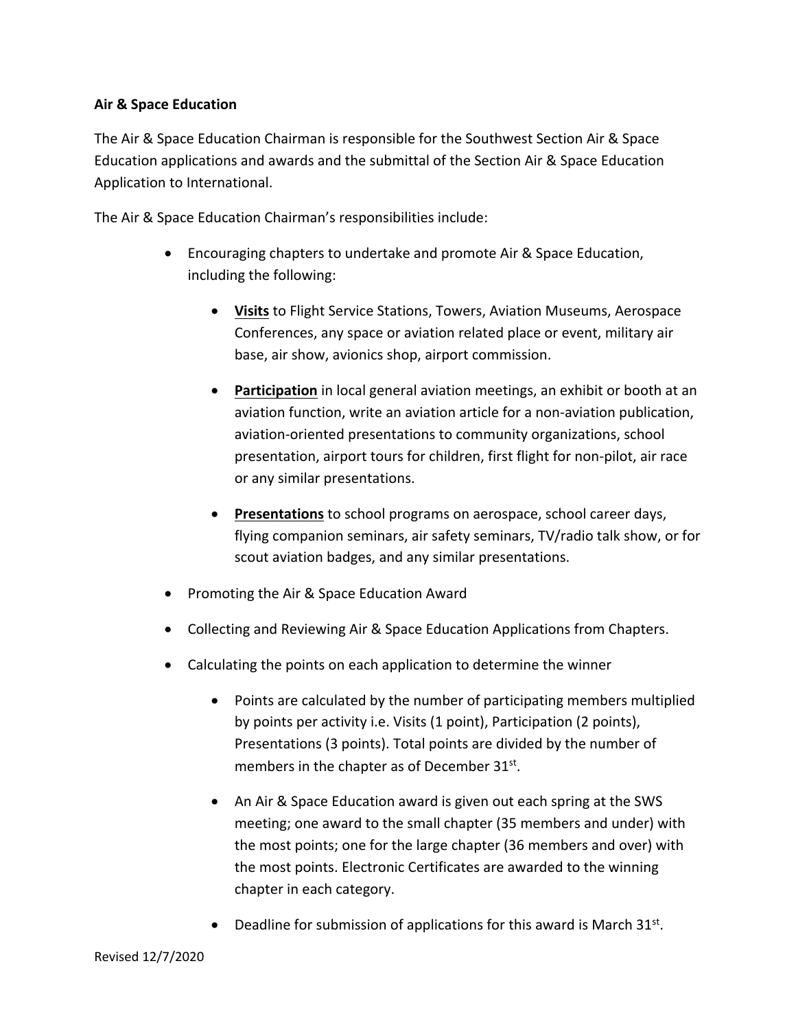**Air & Space Education**

The Air & Space Education Chairman is responsible for the Southwest Section Air & Space Education applications and awards and the submittal of the Section Air & Space Education Application to International.

The Air & Space Education Chairman's responsibilities include:

- Encouraging chapters to undertake and promote Air & Space Education, including the following:
    - **<u>Visits</u>** to Flight Service Stations, Towers, Aviation Museums, Aerospace Conferences, any space or aviation related place or event, military air base, air show, avionics shop, airport commission.
    - **<u>Participation</u>** in local general aviation meetings, an exhibit or booth at an aviation function, write an aviation article for a non-aviation publication, aviation-oriented presentations to community organizations, school presentation, airport tours for children, first flight for non-pilot, air race or any similar presentations.
    - **<u>Presentations</u>** to school programs on aerospace, school career days, flying companion seminars, air safety seminars, TV/radio talk show, or for scout aviation badges, and any similar presentations.
- Promoting the Air & Space Education Award
- Collecting and Reviewing Air & Space Education Applications from Chapters.
- Calculating the points on each application to determine the winner
    - Points are calculated by the number of participating members multiplied by points per activity i.e. Visits (1 point), Participation (2 points), Presentations (3 points). Total points are divided by the number of members in the chapter as of December 31st.
    - An Air & Space Education award is given out each spring at the SWS meeting; one award to the small chapter (35 members and under) with the most points; one for the large chapter (36 members and over) with the most points. Electronic Certificates are awarded to the winning chapter in each category.
    - Deadline for submission of applications for this award is March 31st.

Revised 12/7/2020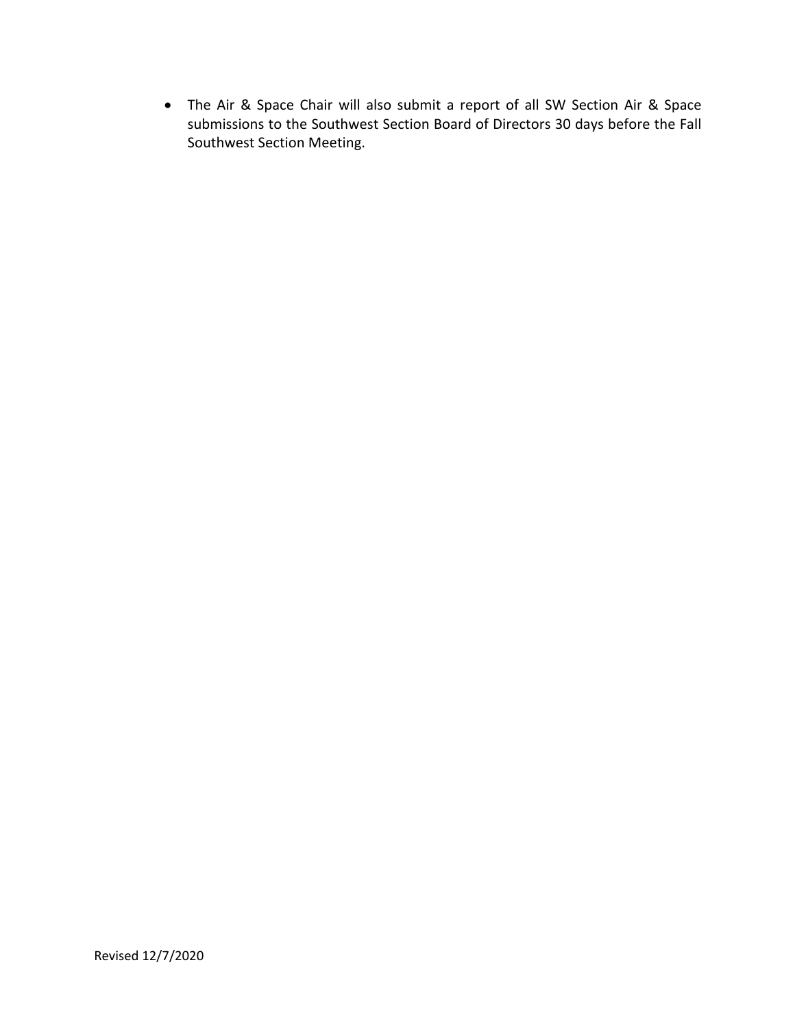- The Air & Space Chair will also submit a report of all SW Section Air & Space submissions to the Southwest Section Board of Directors 30 days before the Fall Southwest Section Meeting.